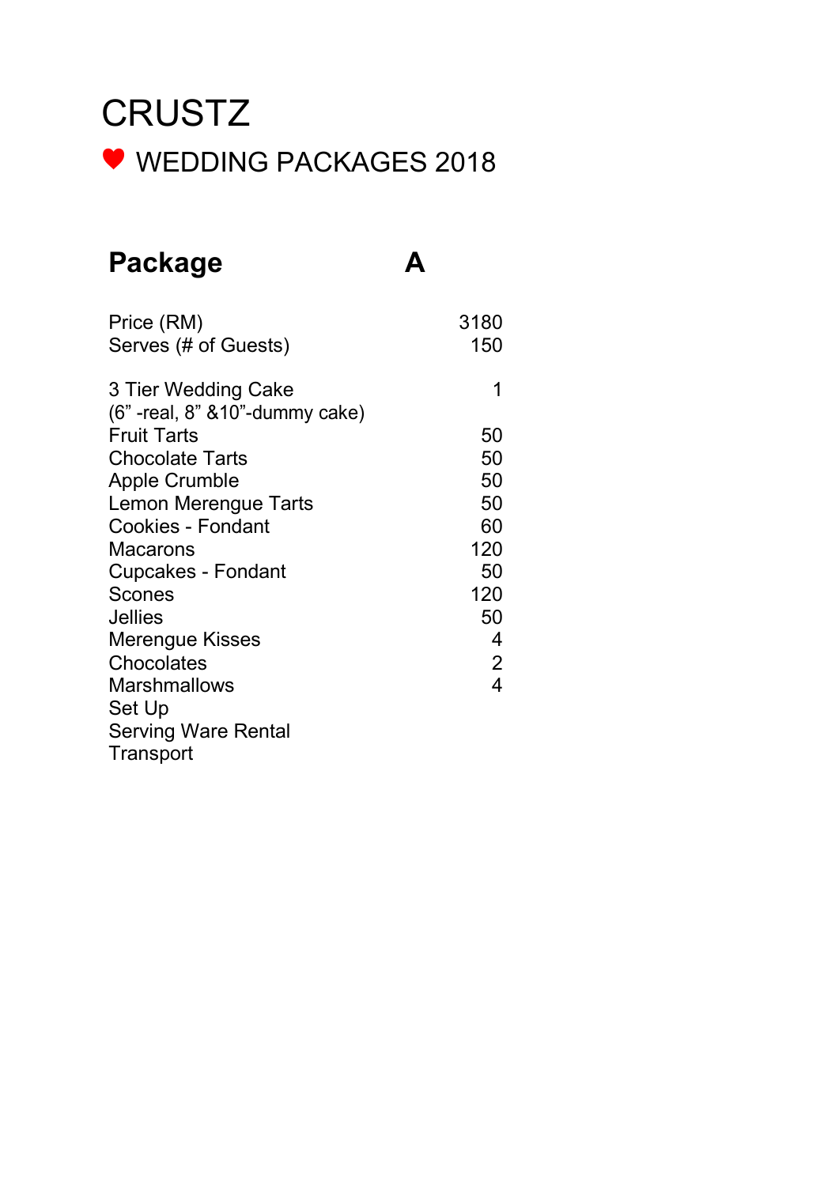# CRUSTZ

## ♥ WEDDING PACKAGES 2018

| **Package** | **A** |
|---|---|
| Price (RM) | 3180 |
| Serves (# of Guests) | 150 |
| | |
| 3 Tier Wedding Cake<br>(6” -real, 8” &10”-dummy cake) | 1 |
| Fruit Tarts | 50 |
| Chocolate Tarts | 50 |
| Apple Crumble | 50 |
| Lemon Merengue Tarts | 50 |
| Cookies - Fondant | 60 |
| Macarons | 120 |
| Cupcakes - Fondant | 50 |
| Scones | 120 |
| Jellies | 50 |
| Merengue Kisses | 4 |
| Chocolates | 2 |
| Marshmallows | 4 |
| Set Up | |
| Serving Ware Rental | |
| Transport | |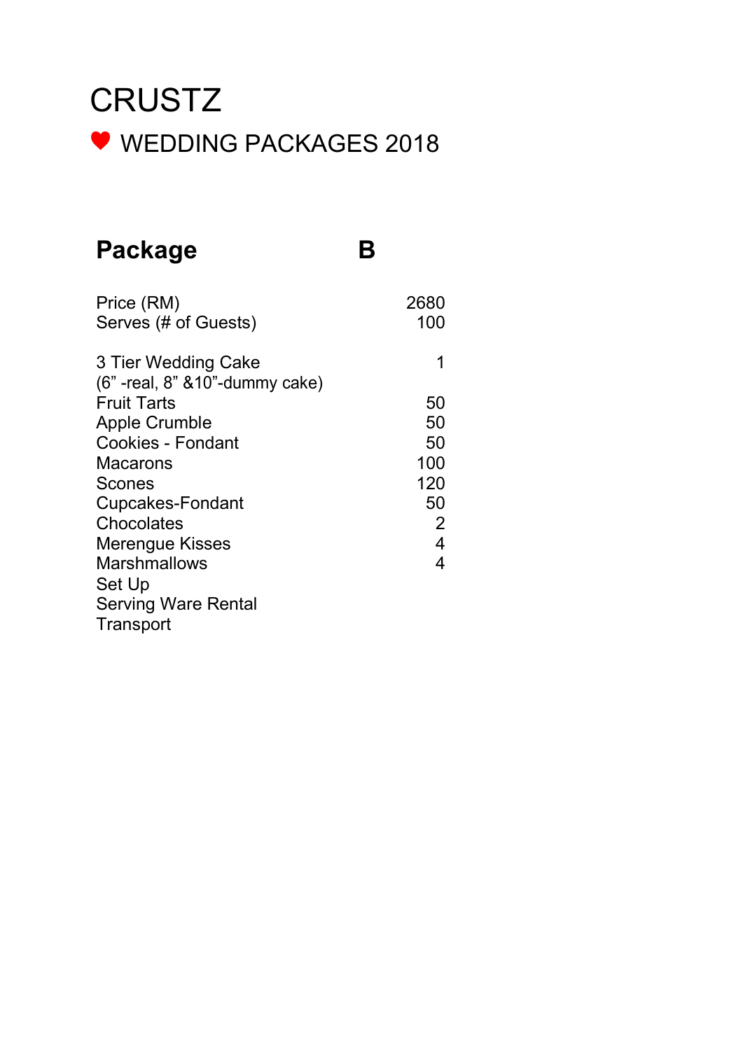# CRUSTZ

## ♥ WEDDING PACKAGES 2018

| Package | B |
|---|---|
| Price (RM) | 2680 |
| Serves (# of Guests) | 100 |
| | |
| 3 Tier Wedding Cake<br>(6” -real, 8” &10”-dummy cake) | 1 |
| Fruit Tarts | 50 |
| Apple Crumble | 50 |
| Cookies - Fondant | 50 |
| Macarons | 100 |
| Scones | 120 |
| Cupcakes-Fondant | 50 |
| Chocolates | 2 |
| Merengue Kisses | 4 |
| Marshmallows | 4 |
| Set Up | |
| Serving Ware Rental | |
| Transport | |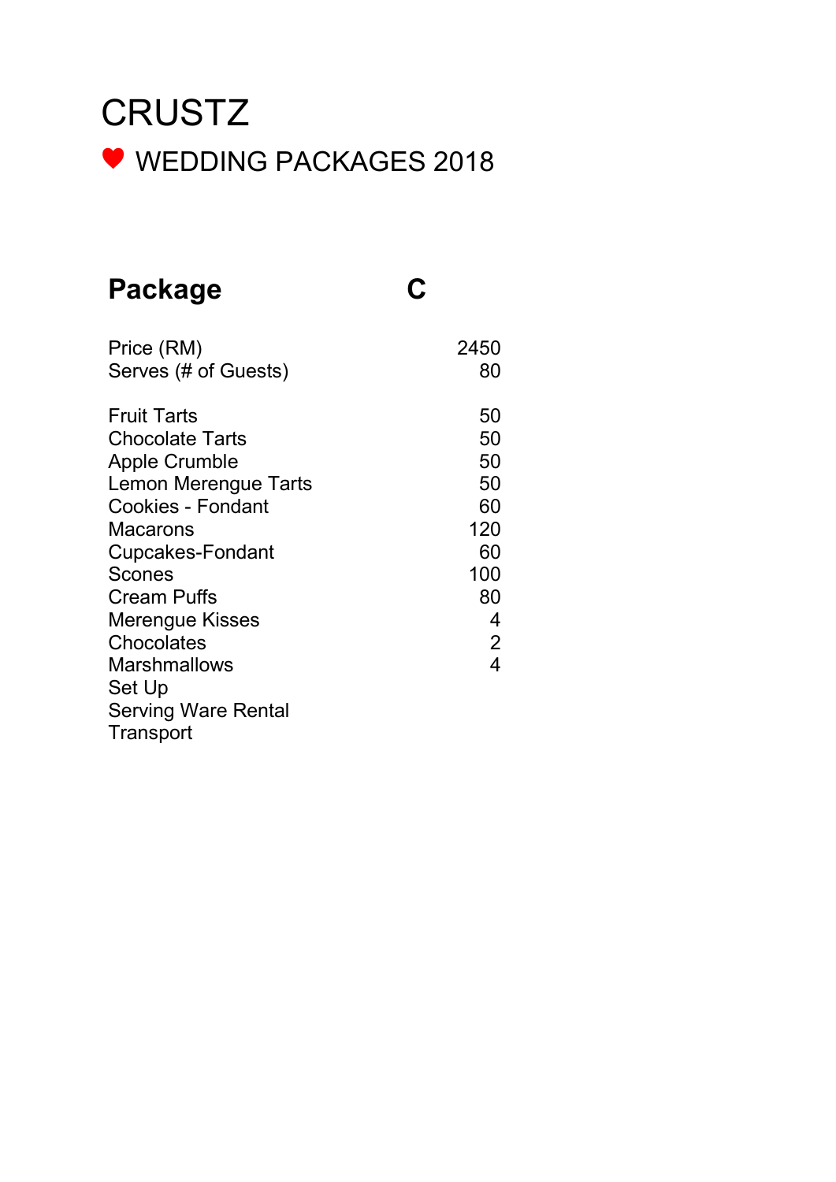# CRUSTZ

## ♥ WEDDING PACKAGES 2018

| Package | C |
|---|---|
| Price (RM) | 2450 |
| Serves (# of Guests) | 80 |
| | |
| Fruit Tarts | 50 |
| Chocolate Tarts | 50 |
| Apple Crumble | 50 |
| Lemon Merengue Tarts | 50 |
| Cookies - Fondant | 60 |
| Macarons | 120 |
| Cupcakes-Fondant | 60 |
| Scones | 100 |
| Cream Puffs | 80 |
| Merengue Kisses | 4 |
| Chocolates | 2 |
| Marshmallows | 4 |
| Set Up | |
| Serving Ware Rental | |
| Transport | |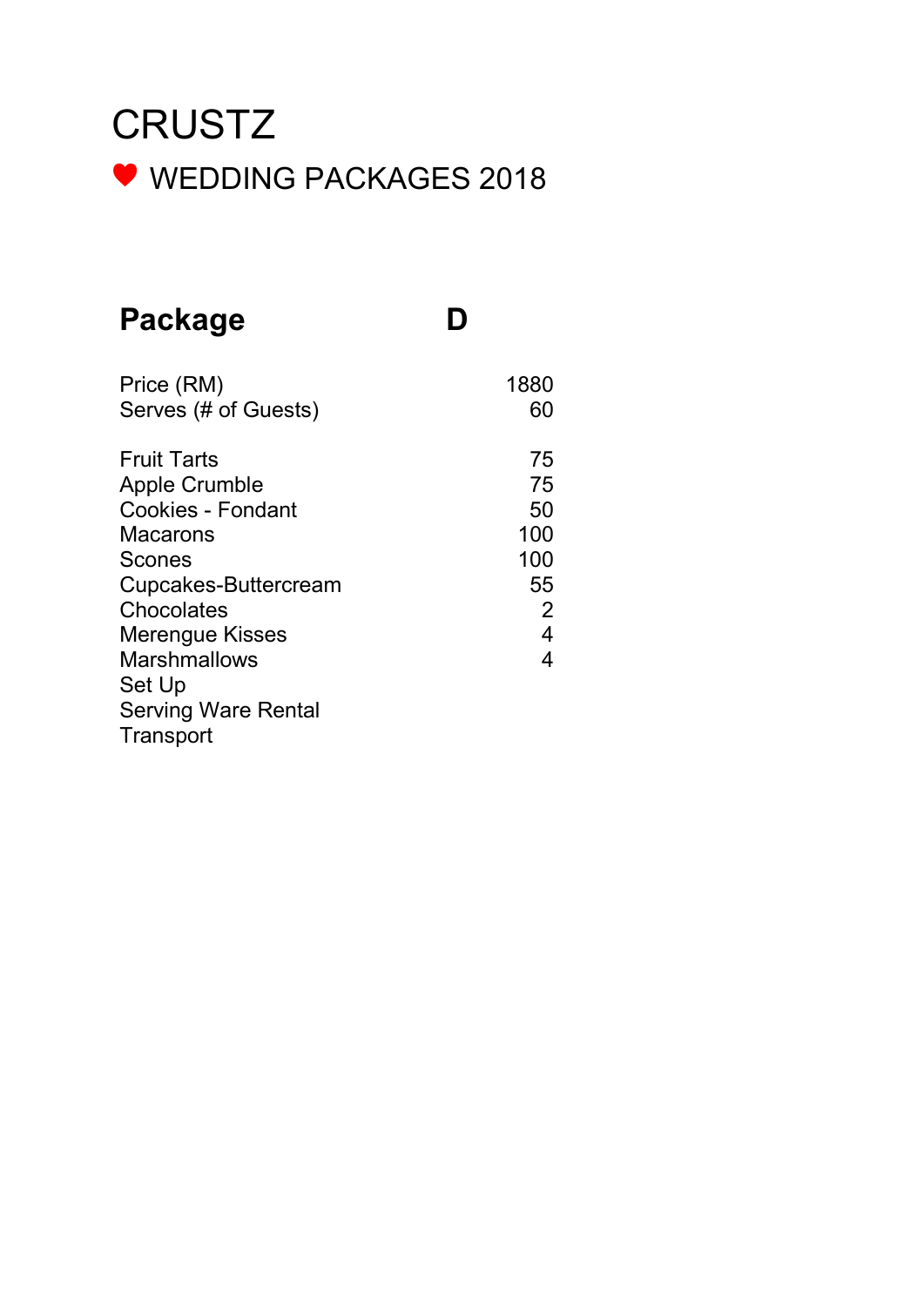# CRUSTZ

## ♥ WEDDING PACKAGES 2018

| **Package** | **D** |
|---|---|
| Price (RM) | 1880 |
| Serves (# of Guests) | 60 |
| | |
| Fruit Tarts | 75 |
| Apple Crumble | 75 |
| Cookies - Fondant | 50 |
| Macarons | 100 |
| Scones | 100 |
| Cupcakes-Buttercream | 55 |
| Chocolates | 2 |
| Merengue Kisses | 4 |
| Marshmallows | 4 |
| Set Up | |
| Serving Ware Rental | |
| Transport | |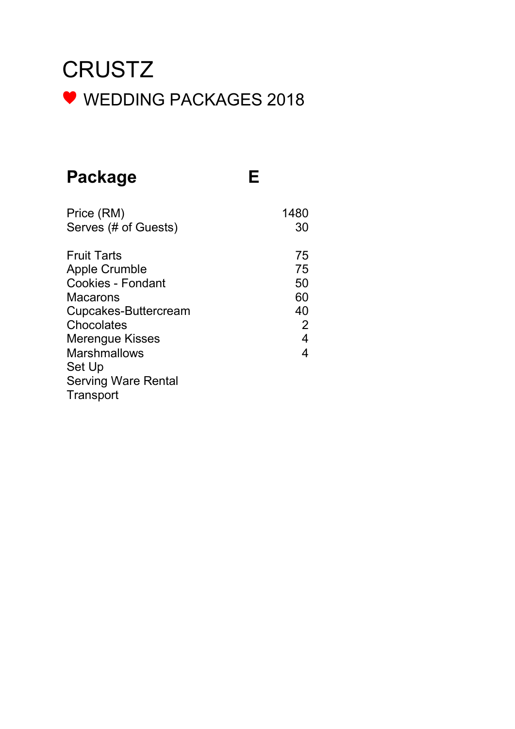# CRUSTZ

## ♥ WEDDING PACKAGES 2018

| Package | E |
|---|---|
| Price (RM) | 1480 |
| Serves (# of Guests) | 30 |
| | |
| Fruit Tarts | 75 |
| Apple Crumble | 75 |
| Cookies - Fondant | 50 |
| Macarons | 60 |
| Cupcakes-Buttercream | 40 |
| Chocolates | 2 |
| Merengue Kisses | 4 |
| Marshmallows | 4 |
| Set Up | |
| Serving Ware Rental | |
| Transport | |